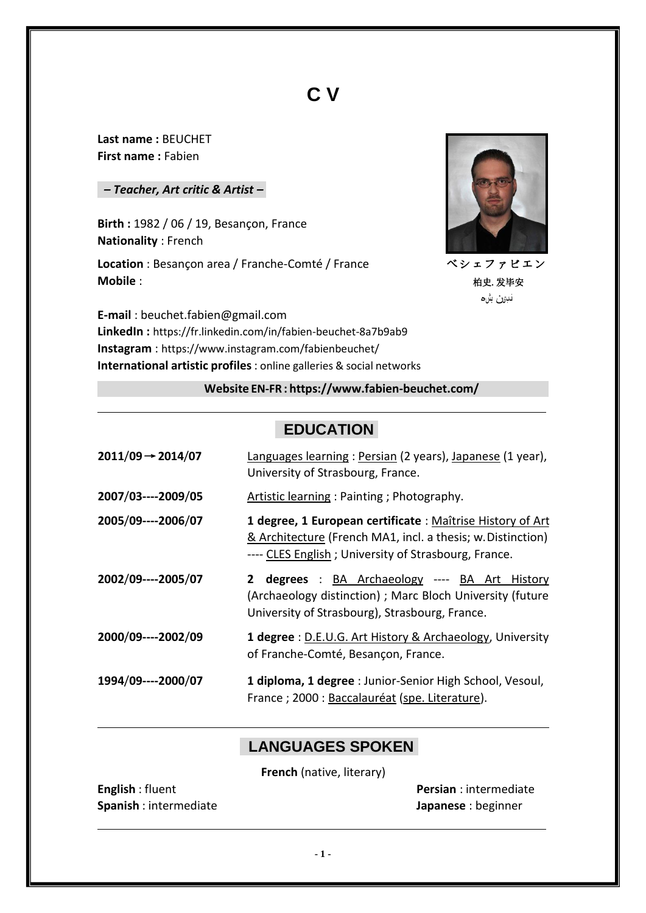# C V

**Last name :** BEUCHET
**First name :** Fabien

***– Teacher, Art critic & Artist –***

**Birth :** 1982 / 06 / 19, Besançon, France
**Nationality** : French

**Location** : Besançon area / Franche-Comté / France
**Mobile** :

ベシェファビエン
柏史. 发毕安
فابین بشه

**E-mail** : beuchet.fabien@gmail.com
**LinkedIn :** https://fr.linkedin.com/in/fabien-beuchet-8a7b9ab9
**Instagram** : https://www.instagram.com/fabienbeuchet/
**International artistic profiles** : online galleries & social networks

**Website EN-FR : https://www.fabien-beuchet.com/**

## EDUCATION

| | |
|---|---|
| **2011/09 → 2014/07** | Languages learning : Persian (2 years), Japanese (1 year), University of Strasbourg, France. |
| **2007/03----2009/05** | Artistic learning : Painting ; Photography. |
| **2005/09----2006/07** | **1 degree, 1 European certificate** : Maîtrise History of Art & Architecture (French MA1, incl. a thesis; w. Distinction) ---- CLES English ; University of Strasbourg, France. |
| **2002/09----2005/07** | **2 degrees** : BA Archaeology ---- BA Art History (Archaeology distinction) ; Marc Bloch University (future University of Strasbourg), Strasbourg, France. |
| **2000/09----2002/09** | **1 degree** : D.E.U.G. Art History & Archaeology, University of Franche-Comté, Besançon, France. |
| **1994/09----2000/07** | **1 diploma, 1 degree** : Junior-Senior High School, Vesoul, France ; 2000 : Baccalauréat (spe. Literature). |

## LANGUAGES SPOKEN

**French** (native, literary)

**English** : fluent
**Spanish** : intermediate
**Persian** : intermediate
**Japanese** : beginner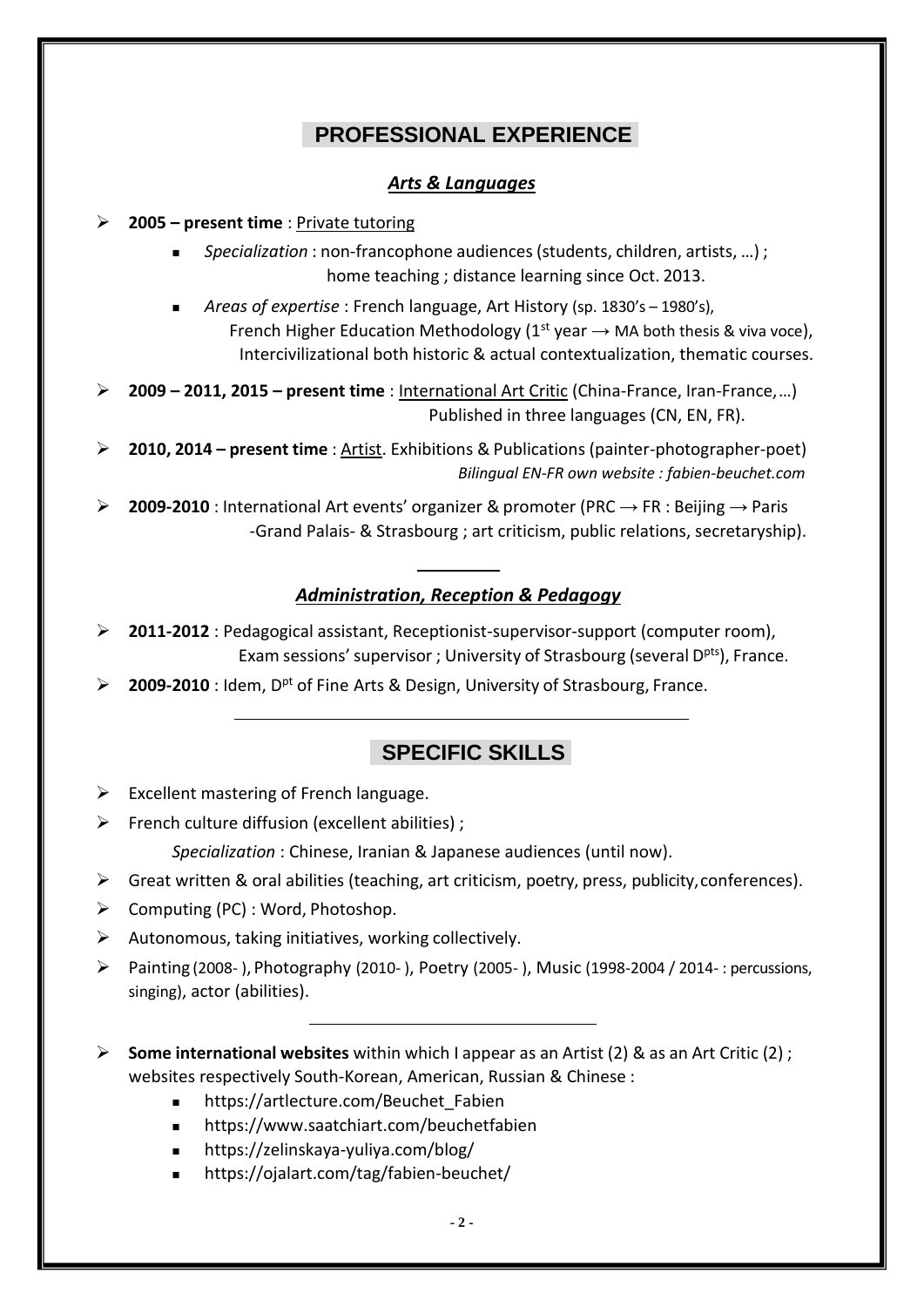## PROFESSIONAL EXPERIENCE

### *Arts & Languages*

- **2005 – present time** : Private tutoring
  - *Specialization* : non-francophone audiences (students, children, artists, …) ; home teaching ; distance learning since Oct. 2013.
  - *Areas of expertise* : French language, Art History (sp. 1830's – 1980's), French Higher Education Methodology (1st year → MA both thesis & viva voce), Intercivilizational both historic & actual contextualization, thematic courses.
- **2009 – 2011, 2015 – present time** : International Art Critic (China-France, Iran-France,…) Published in three languages (CN, EN, FR).
- **2010, 2014 – present time** : Artist. Exhibitions & Publications (painter-photographer-poet) *Bilingual EN-FR own website : fabien-beuchet.com*
- **2009-2010** : International Art events' organizer & promoter (PRC → FR : Beijing → Paris -Grand Palais- & Strasbourg ; art criticism, public relations, secretaryship).

### *Administration, Reception & Pedagogy*

- **2011-2012** : Pedagogical assistant, Receptionist-supervisor-support (computer room), Exam sessions' supervisor ; University of Strasbourg (several Dpts), France.
- **2009-2010** : Idem, Dpt of Fine Arts & Design, University of Strasbourg, France.

## SPECIFIC SKILLS

- Excellent mastering of French language.
- French culture diffusion (excellent abilities) ;
  *Specialization* : Chinese, Iranian & Japanese audiences (until now).
- Great written & oral abilities (teaching, art criticism, poetry, press, publicity, conferences).
- Computing (PC) : Word, Photoshop.
- Autonomous, taking initiatives, working collectively.
- Painting (2008- ), Photography (2010- ), Poetry (2005- ), Music (1998-2004 / 2014- : percussions, singing), actor (abilities).

- **Some international websites** within which I appear as an Artist (2) & as an Art Critic (2) ; websites respectively South-Korean, American, Russian & Chinese :
  - https://artlecture.com/Beuchet_Fabien
  - https://www.saatchiart.com/beuchetfabien
  - https://zelinskaya-yuliya.com/blog/
  - https://ojalart.com/tag/fabien-beuchet/